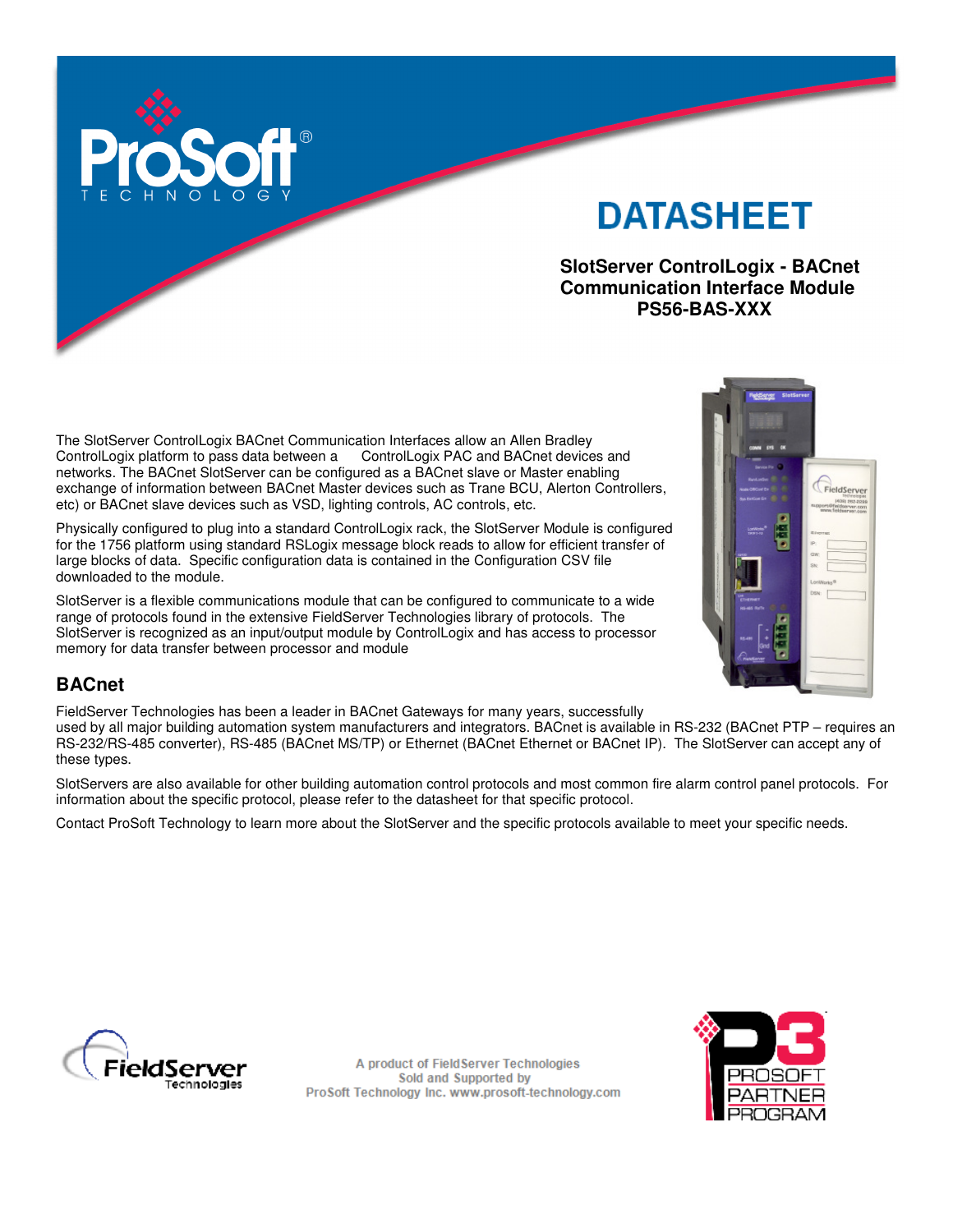# DATASHEET

**SlotServer ControlLogix - BACnet Communication Interface Module PS56-BAS-XXX**

The SlotServer ControlLogix BACnet Communication Interfaces allow an Allen Bradley ControlLogix platform to pass data between a ControlLogix PAC and BACnet devices and networks. The BACnet SlotServer can be configured as a BACnet slave or Master enabling exchange of information between BACnet Master devices such as Trane BCU, Alerton Controllers, etc) or BACnet slave devices such as VSD, lighting controls, AC controls, etc.

Physically configured to plug into a standard ControlLogix rack, the SlotServer Module is configured for the 1756 platform using standard RSLogix message block reads to allow for efficient transfer of large blocks of data. Specific configuration data is contained in the Configuration CSV file downloaded to the module.

SlotServer is a flexible communications module that can be configured to communicate to a wide range of protocols found in the extensive FieldServer Technologies library of protocols. The SlotServer is recognized as an input/output module by ControlLogix and has access to processor memory for data transfer between processor and module

## BACnet

FieldServer Technologies has been a leader in BACnet Gateways for many years, successfully used by all major building automation system manufacturers and integrators. BACnet is available in RS-232 (BACnet PTP – requires an RS-232/RS-485 converter), RS-485 (BACnet MS/TP) or Ethernet (BACnet Ethernet or BACnet IP). The SlotServer can accept any of these types.

SlotServers are also available for other building automation control protocols and most common fire alarm control panel protocols. For information about the specific protocol, please refer to the datasheet for that specific protocol.

Contact ProSoft Technology to learn more about the SlotServer and the specific protocols available to meet your specific needs.

A product of FieldServer Technologies
Sold and Supported by
ProSoft Technology Inc. www.prosoft-technology.com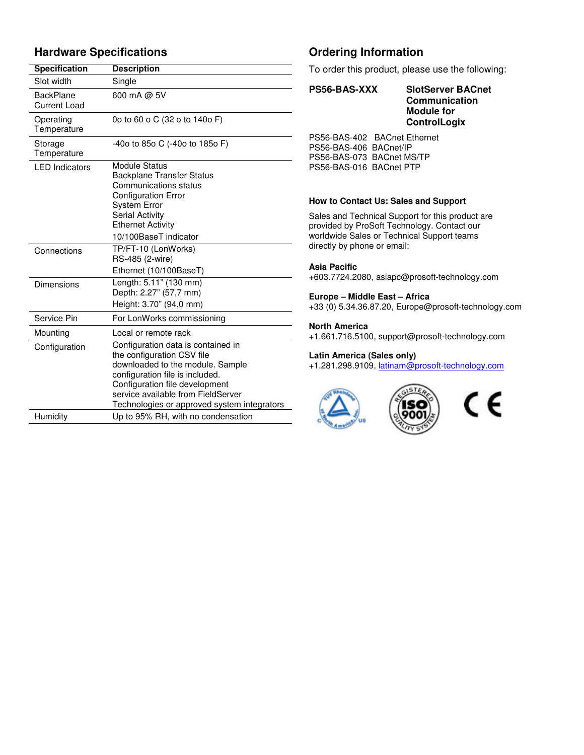## Hardware Specifications

| Specification | Description |
|---|---|
| Slot width | Single |
| BackPlane Current Load | 600 mA @ 5V |
| Operating Temperature | 0o to 60 o C (32 o to 140o F) |
| Storage Temperature | -40o to 85o C (-40o to 185o F) |
| LED Indicators | Module Status<br>Backplane Transfer Status<br>Communications status<br>Configuration Error<br>System Error<br>Serial Activity<br>Ethernet Activity<br>10/100BaseT indicator |
| Connections | TP/FT-10 (LonWorks)<br>RS-485 (2-wire)<br>Ethernet (10/100BaseT) |
| Dimensions | Length: 5.11" (130 mm)<br>Depth: 2.27" (57,7 mm)<br>Height: 3.70" (94,0 mm) |
| Service Pin | For LonWorks commissioning |
| Mounting | Local or remote rack |
| Configuration | Configuration data is contained in the configuration CSV file downloaded to the module. Sample configuration file is included. Configuration file development service available from FieldServer Technologies or approved system integrators |
| Humidity | Up to 95% RH, with no condensation |

## Ordering Information

To order this product, please use the following:

**PS56-BAS-XXX** **SlotServer BACnet Communication Module for ControlLogix**

PS56-BAS-402 BACnet Ethernet
PS56-BAS-406 BACnet/IP
PS56-BAS-073 BACnet MS/TP
PS56-BAS-016 BACnet PTP

### How to Contact Us: Sales and Support

Sales and Technical Support for this product are provided by ProSoft Technology. Contact our worldwide Sales or Technical Support teams directly by phone or email:

**Asia Pacific**
+603.7724.2080, asiapc@prosoft-technology.com

**Europe – Middle East – Africa**
+33 (0) 5.34.36.87.20, Europe@prosoft-technology.com

**North America**
+1.661.716.5100, support@prosoft-technology.com

**Latin America (Sales only)**
+1.281.298.9109, latinam@prosoft-technology.com